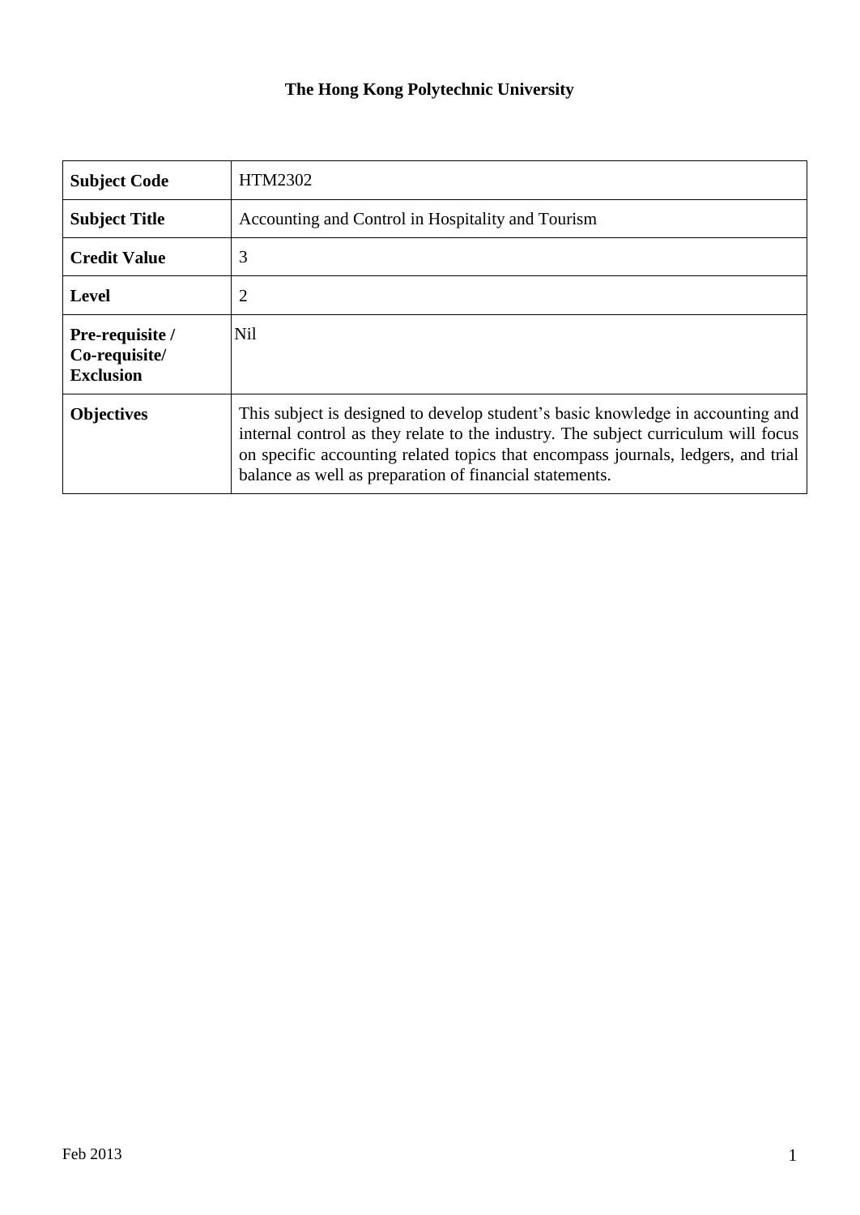**The Hong Kong Polytechnic University**

| | |
|---|---|
| **Subject Code** | HTM2302 |
| **Subject Title** | Accounting and Control in Hospitality and Tourism |
| **Credit Value** | 3 |
| **Level** | 2 |
| **Pre-requisite / Co-requisite/ Exclusion** | Nil |
| **Objectives** | This subject is designed to develop student's basic knowledge in accounting and internal control as they relate to the industry. The subject curriculum will focus on specific accounting related topics that encompass journals, ledgers, and trial balance as well as preparation of financial statements. |

Feb 2013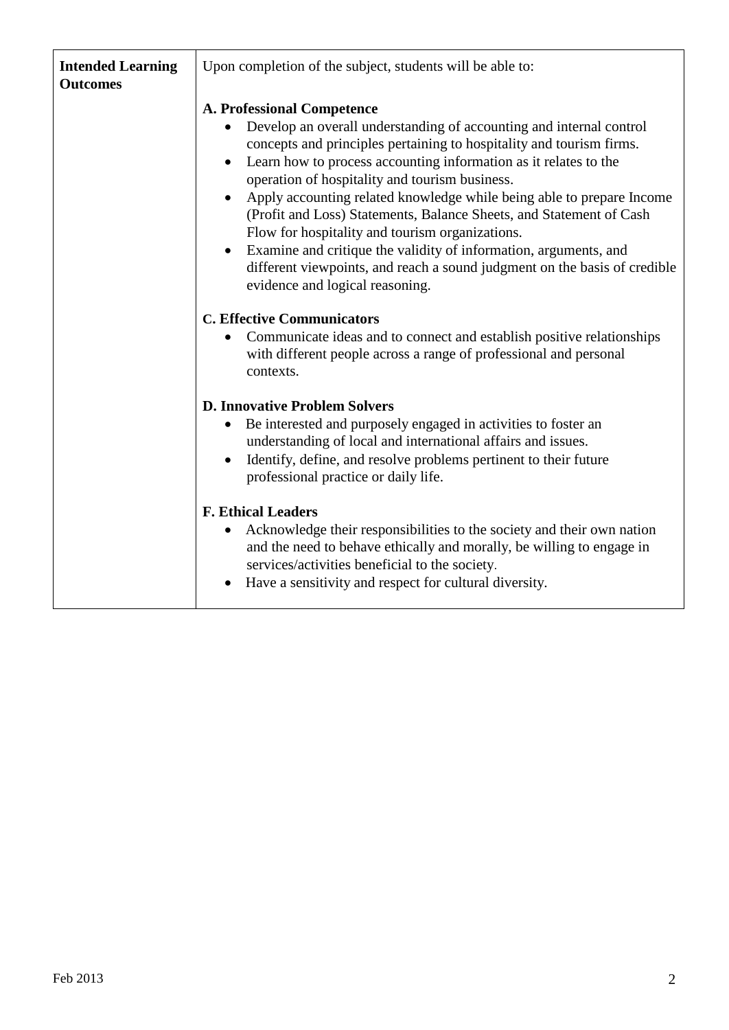| Intended Learning Outcomes | Upon completion of the subject, students will be able to:<br><br>**A. Professional Competence**<br>• Develop an overall understanding of accounting and internal control concepts and principles pertaining to hospitality and tourism firms.<br>• Learn how to process accounting information as it relates to the operation of hospitality and tourism business.<br>• Apply accounting related knowledge while being able to prepare Income (Profit and Loss) Statements, Balance Sheets, and Statement of Cash Flow for hospitality and tourism organizations.<br>• Examine and critique the validity of information, arguments, and different viewpoints, and reach a sound judgment on the basis of credible evidence and logical reasoning.<br><br>**C. Effective Communicators**<br>• Communicate ideas and to connect and establish positive relationships with different people across a range of professional and personal contexts.<br><br>**D. Innovative Problem Solvers**<br>• Be interested and purposely engaged in activities to foster an understanding of local and international affairs and issues.<br>• Identify, define, and resolve problems pertinent to their future professional practice or daily life.<br><br>**F. Ethical Leaders**<br>• Acknowledge their responsibilities to the society and their own nation and the need to behave ethically and morally, be willing to engage in services/activities beneficial to the society.<br>• Have a sensitivity and respect for cultural diversity. |
|---|---|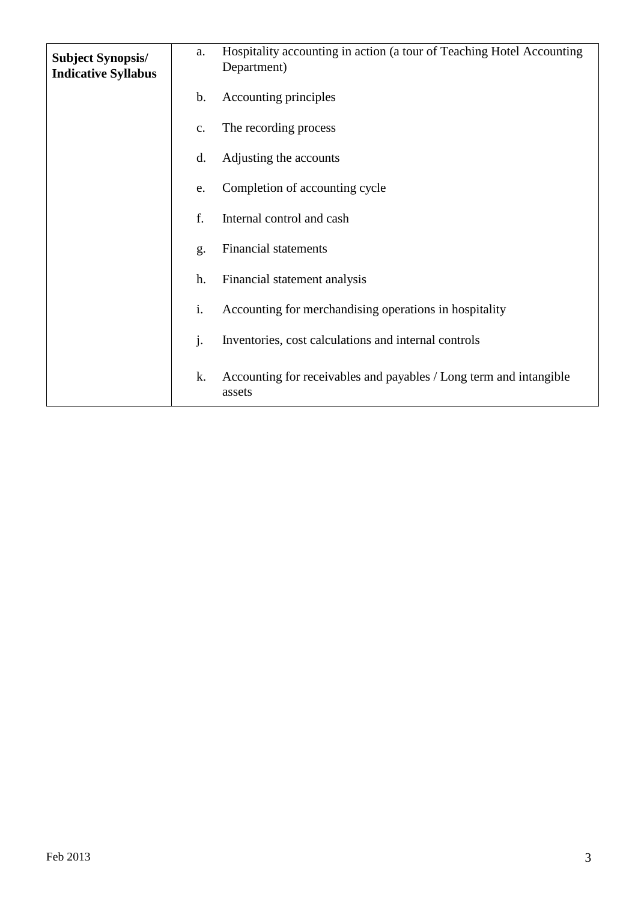| | |
|---|---|
| **Subject Synopsis/ Indicative Syllabus** | a. Hospitality accounting in action (a tour of Teaching Hotel Accounting Department)<br>b. Accounting principles<br>c. The recording process<br>d. Adjusting the accounts<br>e. Completion of accounting cycle<br>f. Internal control and cash<br>g. Financial statements<br>h. Financial statement analysis<br>i. Accounting for merchandising operations in hospitality<br>j. Inventories, cost calculations and internal controls<br>k. Accounting for receivables and payables / Long term and intangible assets |

Feb 2013